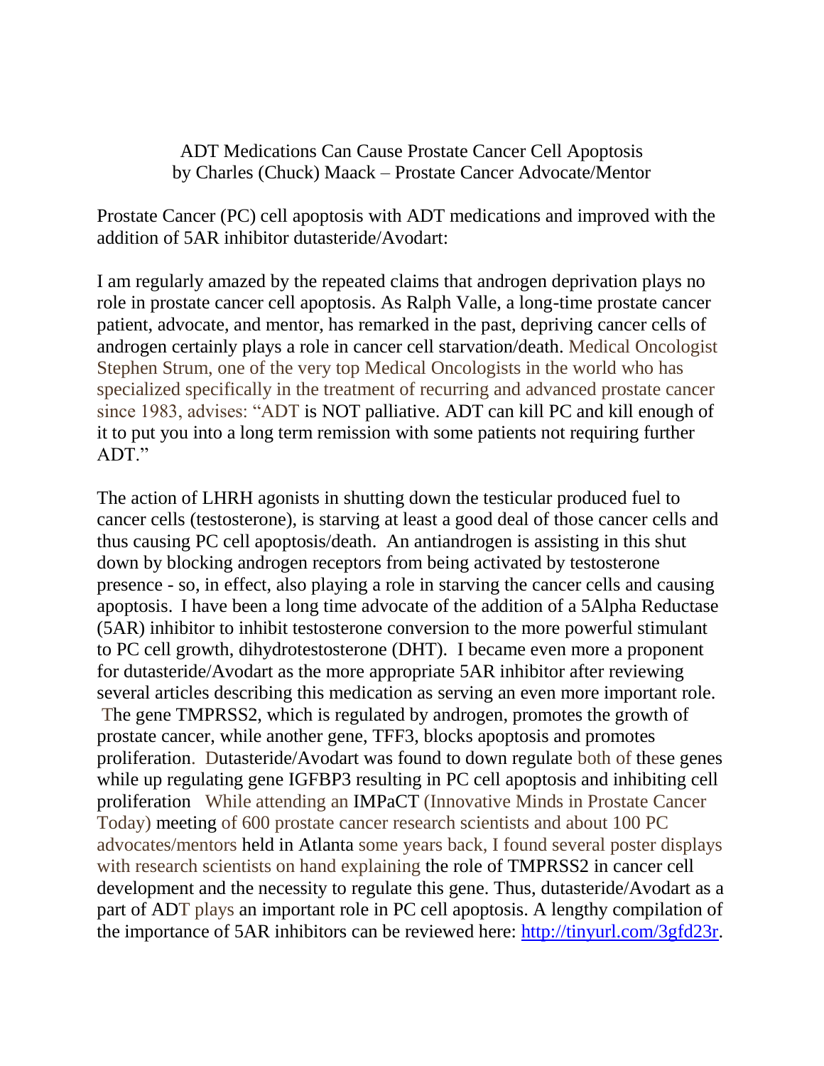# ADT Medications Can Cause Prostate Cancer Cell Apoptosis

by Charles (Chuck) Maack – Prostate Cancer Advocate/Mentor

Prostate Cancer (PC) cell apoptosis with ADT medications and improved with the addition of 5AR inhibitor dutasteride/Avodart:

I am regularly amazed by the repeated claims that androgen deprivation plays no role in prostate cancer cell apoptosis. As Ralph Valle, a long-time prostate cancer patient, advocate, and mentor, has remarked in the past, depriving cancer cells of androgen certainly plays a role in cancer cell starvation/death. Medical Oncologist Stephen Strum, one of the very top Medical Oncologists in the world who has specialized specifically in the treatment of recurring and advanced prostate cancer since 1983, advises: "ADT is NOT palliative. ADT can kill PC and kill enough of it to put you into a long term remission with some patients not requiring further ADT."

The action of LHRH agonists in shutting down the testicular produced fuel to cancer cells (testosterone), is starving at least a good deal of those cancer cells and thus causing PC cell apoptosis/death. An antiandrogen is assisting in this shut down by blocking androgen receptors from being activated by testosterone presence - so, in effect, also playing a role in starving the cancer cells and causing apoptosis. I have been a long time advocate of the addition of a 5Alpha Reductase (5AR) inhibitor to inhibit testosterone conversion to the more powerful stimulant to PC cell growth, dihydrotestosterone (DHT). I became even more a proponent for dutasteride/Avodart as the more appropriate 5AR inhibitor after reviewing several articles describing this medication as serving an even more important role. The gene TMPRSS2, which is regulated by androgen, promotes the growth of prostate cancer, while another gene, TFF3, blocks apoptosis and promotes proliferation. Dutasteride/Avodart was found to down regulate both of these genes while up regulating gene IGFBP3 resulting in PC cell apoptosis and inhibiting cell proliferation While attending an IMPaCT (Innovative Minds in Prostate Cancer Today) meeting of 600 prostate cancer research scientists and about 100 PC advocates/mentors held in Atlanta some years back, I found several poster displays with research scientists on hand explaining the role of TMPRSS2 in cancer cell development and the necessity to regulate this gene. Thus, dutasteride/Avodart as a part of ADT plays an important role in PC cell apoptosis. A lengthy compilation of the importance of 5AR inhibitors can be reviewed here: [http://tinyurl.com/3gfd23r](http://tinyurl.com/3gfd23r).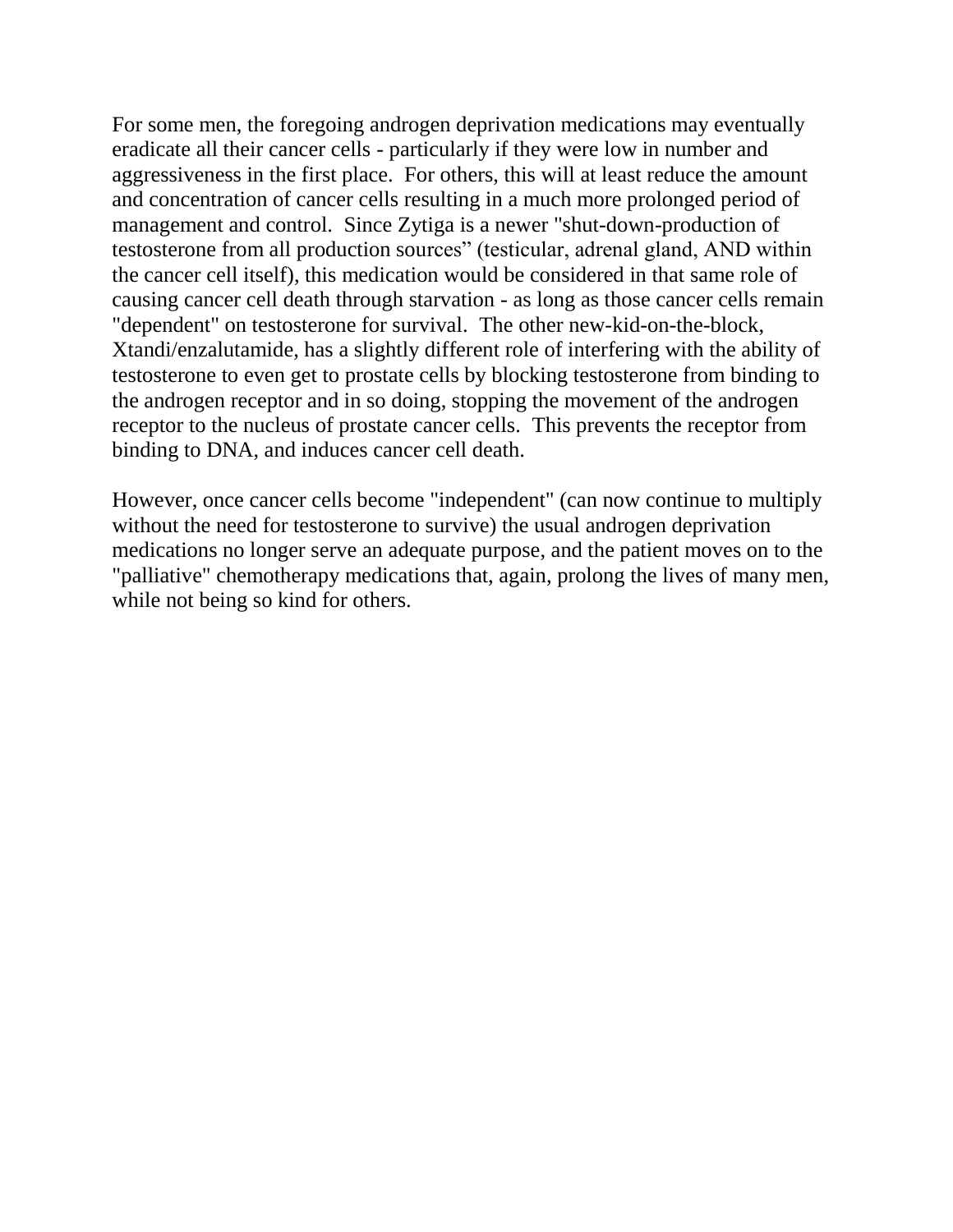For some men, the foregoing androgen deprivation medications may eventually eradicate all their cancer cells - particularly if they were low in number and aggressiveness in the first place. For others, this will at least reduce the amount and concentration of cancer cells resulting in a much more prolonged period of management and control. Since Zytiga is a newer "shut-down-production of testosterone from all production sources" (testicular, adrenal gland, AND within the cancer cell itself), this medication would be considered in that same role of causing cancer cell death through starvation - as long as those cancer cells remain "dependent" on testosterone for survival. The other new-kid-on-the-block, Xtandi/enzalutamide, has a slightly different role of interfering with the ability of testosterone to even get to prostate cells by blocking testosterone from binding to the androgen receptor and in so doing, stopping the movement of the androgen receptor to the nucleus of prostate cancer cells. This prevents the receptor from binding to DNA, and induces cancer cell death.

However, once cancer cells become "independent" (can now continue to multiply without the need for testosterone to survive) the usual androgen deprivation medications no longer serve an adequate purpose, and the patient moves on to the "palliative" chemotherapy medications that, again, prolong the lives of many men, while not being so kind for others.